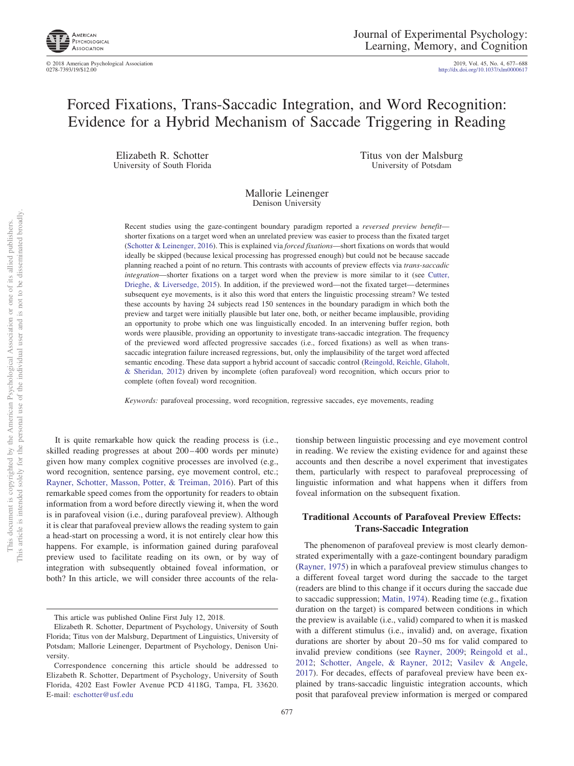# Forced Fixations, Trans-Saccadic Integration, and Word Recognition: Evidence for a Hybrid Mechanism of Saccade Triggering in Reading

Elizabeth R. Schotter
University of South Florida

Titus von der Malsburg
University of Potsdam

Mallorie Leinenger
Denison University

Recent studies using the gaze-contingent boundary paradigm reported a *reversed preview benefit*—shorter fixations on a target word when an unrelated preview was easier to process than the fixated target (Schotter & Leinenger, 2016). This is explained via *forced fixations*—short fixations on words that would ideally be skipped (because lexical processing has progressed enough) but could not be because saccade planning reached a point of no return. This contrasts with accounts of preview effects via *trans-saccadic integration*—shorter fixations on a target word when the preview is more similar to it (see Cutter, Drieghe, & Liversedge, 2015). In addition, if the previewed word—not the fixated target—determines subsequent eye movements, is it also this word that enters the linguistic processing stream? We tested these accounts by having 24 subjects read 150 sentences in the boundary paradigm in which both the preview and target were initially plausible but later one, both, or neither became implausible, providing an opportunity to probe which one was linguistically encoded. In an intervening buffer region, both words were plausible, providing an opportunity to investigate trans-saccadic integration. The frequency of the previewed word affected progressive saccades (i.e., forced fixations) as well as when trans-saccadic integration failure increased regressions, but, only the implausibility of the target word affected semantic encoding. These data support a hybrid account of saccadic control (Reingold, Reichle, Glaholt, & Sheridan, 2012) driven by incomplete (often parafoveal) word recognition, which occurs prior to complete (often foveal) word recognition.

*Keywords:* parafoveal processing, word recognition, regressive saccades, eye movements, reading

It is quite remarkable how quick the reading process is (i.e., skilled reading progresses at about 200–400 words per minute) given how many complex cognitive processes are involved (e.g., word recognition, sentence parsing, eye movement control, etc.; Rayner, Schotter, Masson, Potter, & Treiman, 2016). Part of this remarkable speed comes from the opportunity for readers to obtain information from a word before directly viewing it, when the word is in parafoveal vision (i.e., during parafoveal preview). Although it is clear that parafoveal preview allows the reading system to gain a head-start on processing a word, it is not entirely clear how this happens. For example, is information gained during parafoveal preview used to facilitate reading on its own, or by way of integration with subsequently obtained foveal information, or both? In this article, we will consider three accounts of the relationship between linguistic processing and eye movement control in reading. We review the existing evidence for and against these accounts and then describe a novel experiment that investigates them, particularly with respect to parafoveal preprocessing of linguistic information and what happens when it differs from foveal information on the subsequent fixation.

## Traditional Accounts of Parafoveal Preview Effects: Trans-Saccadic Integration

The phenomenon of parafoveal preview is most clearly demonstrated experimentally with a gaze-contingent boundary paradigm (Rayner, 1975) in which a parafoveal preview stimulus changes to a different foveal target word during the saccade to the target (readers are blind to this change if it occurs during the saccade due to saccadic suppression; Matin, 1974). Reading time (e.g., fixation duration on the target) is compared between conditions in which the preview is available (i.e., valid) compared to when it is masked with a different stimulus (i.e., invalid) and, on average, fixation durations are shorter by about 20–50 ms for valid compared to invalid preview conditions (see Rayner, 2009; Reingold et al., 2012; Schotter, Angele, & Rayner, 2012; Vasilev & Angele, 2017). For decades, effects of parafoveal preview have been explained by trans-saccadic linguistic integration accounts, which posit that parafoveal preview information is merged or compared

---

This article was published Online First July 12, 2018.

Elizabeth R. Schotter, Department of Psychology, University of South Florida; Titus von der Malsburg, Department of Linguistics, University of Potsdam; Mallorie Leinenger, Department of Psychology, Denison University.

Correspondence concerning this article should be addressed to Elizabeth R. Schotter, Department of Psychology, University of South Florida, 4202 East Fowler Avenue PCD 4118G, Tampa, FL 33620. E-mail: eschotter@usf.edu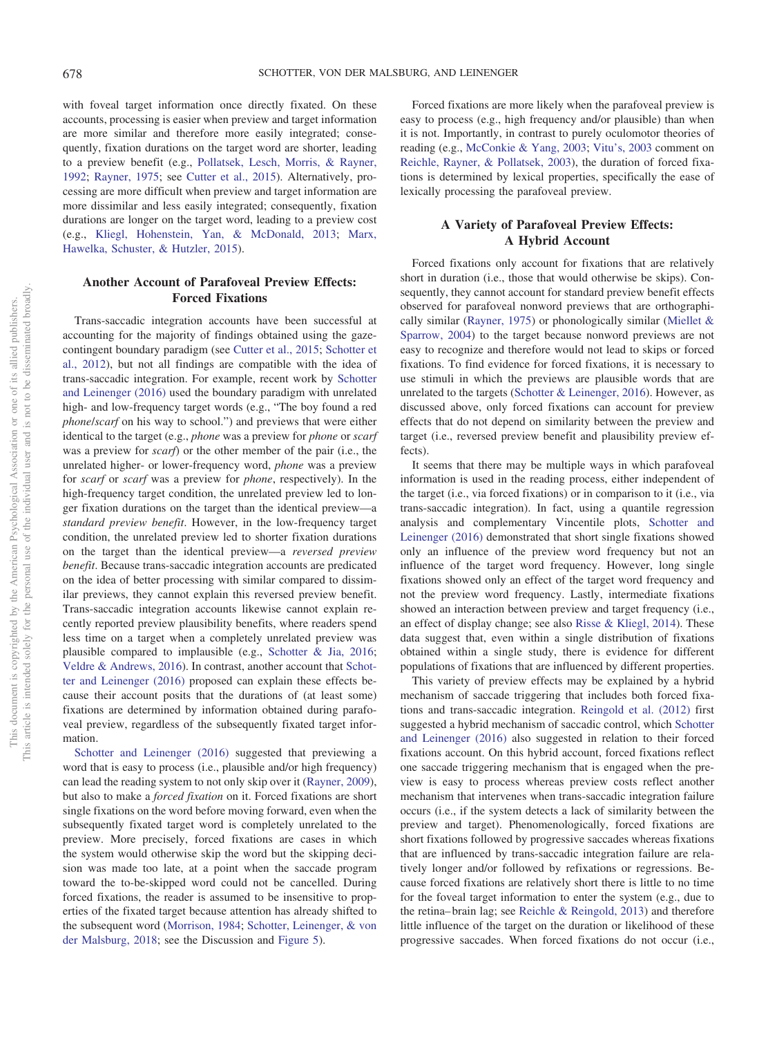with foveal target information once directly fixated. On these accounts, processing is easier when preview and target information are more similar and therefore more easily integrated; consequently, fixation durations on the target word are shorter, leading to a preview benefit (e.g., Pollatsek, Lesch, Morris, & Rayner, 1992; Rayner, 1975; see Cutter et al., 2015). Alternatively, processing are more difficult when preview and target information are more dissimilar and less easily integrated; consequently, fixation durations are longer on the target word, leading to a preview cost (e.g., Kliegl, Hohenstein, Yan, & McDonald, 2013; Marx, Hawelka, Schuster, & Hutzler, 2015).

## Another Account of Parafoveal Preview Effects: Forced Fixations

Trans-saccadic integration accounts have been successful at accounting for the majority of findings obtained using the gaze-contingent boundary paradigm (see Cutter et al., 2015; Schotter et al., 2012), but not all findings are compatible with the idea of trans-saccadic integration. For example, recent work by Schotter and Leinenger (2016) used the boundary paradigm with unrelated high- and low-frequency target words (e.g., "The boy found a red *phone*/*scarf* on his way to school.") and previews that were either identical to the target (e.g., *phone* was a preview for *phone* or *scarf* was a preview for *scarf*) or the other member of the pair (i.e., the unrelated higher- or lower-frequency word, *phone* was a preview for *scarf* or *scarf* was a preview for *phone*, respectively). In the high-frequency target condition, the unrelated preview led to longer fixation durations on the target than the identical preview—a *standard preview benefit*. However, in the low-frequency target condition, the unrelated preview led to shorter fixation durations on the target than the identical preview—a *reversed preview benefit*. Because trans-saccadic integration accounts are predicated on the idea of better processing with similar compared to dissimilar previews, they cannot explain this reversed preview benefit. Trans-saccadic integration accounts likewise cannot explain recently reported preview plausibility benefits, where readers spend less time on a target when a completely unrelated preview was plausible compared to implausible (e.g., Schotter & Jia, 2016; Veldre & Andrews, 2016). In contrast, another account that Schotter and Leinenger (2016) proposed can explain these effects because their account posits that the durations of (at least some) fixations are determined by information obtained during parafoveal preview, regardless of the subsequently fixated target information.

Schotter and Leinenger (2016) suggested that previewing a word that is easy to process (i.e., plausible and/or high frequency) can lead the reading system to not only skip over it (Rayner, 2009), but also to make a *forced fixation* on it. Forced fixations are short single fixations on the word before moving forward, even when the subsequently fixated target word is completely unrelated to the preview. More precisely, forced fixations are cases in which the system would otherwise skip the word but the skipping decision was made too late, at a point when the saccade program toward the to-be-skipped word could not be cancelled. During forced fixations, the reader is assumed to be insensitive to properties of the fixated target because attention has already shifted to the subsequent word (Morrison, 1984; Schotter, Leinenger, & von der Malsburg, 2018; see the Discussion and Figure 5).

Forced fixations are more likely when the parafoveal preview is easy to process (e.g., high frequency and/or plausible) than when it is not. Importantly, in contrast to purely oculomotor theories of reading (e.g., McConkie & Yang, 2003; Vitu's, 2003 comment on Reichle, Rayner, & Pollatsek, 2003), the duration of forced fixations is determined by lexical properties, specifically the ease of lexically processing the parafoveal preview.

## A Variety of Parafoveal Preview Effects: A Hybrid Account

Forced fixations only account for fixations that are relatively short in duration (i.e., those that would otherwise be skips). Consequently, they cannot account for standard preview benefit effects observed for parafoveal nonword previews that are orthographically similar (Rayner, 1975) or phonologically similar (Miellet & Sparrow, 2004) to the target because nonword previews are not easy to recognize and therefore would not lead to skips or forced fixations. To find evidence for forced fixations, it is necessary to use stimuli in which the previews are plausible words that are unrelated to the targets (Schotter & Leinenger, 2016). However, as discussed above, only forced fixations can account for preview effects that do not depend on similarity between the preview and target (i.e., reversed preview benefit and plausibility preview effects).

It seems that there may be multiple ways in which parafoveal information is used in the reading process, either independent of the target (i.e., via forced fixations) or in comparison to it (i.e., via trans-saccadic integration). In fact, using a quantile regression analysis and complementary Vincentile plots, Schotter and Leinenger (2016) demonstrated that short single fixations showed only an influence of the preview word frequency but not an influence of the target word frequency. However, long single fixations showed only an effect of the target word frequency and not the preview word frequency. Lastly, intermediate fixations showed an interaction between preview and target frequency (i.e., an effect of display change; see also Risse & Kliegl, 2014). These data suggest that, even within a single distribution of fixations obtained within a single study, there is evidence for different populations of fixations that are influenced by different properties.

This variety of preview effects may be explained by a hybrid mechanism of saccade triggering that includes both forced fixations and trans-saccadic integration. Reingold et al. (2012) first suggested a hybrid mechanism of saccadic control, which Schotter and Leinenger (2016) also suggested in relation to their forced fixations account. On this hybrid account, forced fixations reflect one saccade triggering mechanism that is engaged when the preview is easy to process whereas preview costs reflect another mechanism that intervenes when trans-saccadic integration failure occurs (i.e., if the system detects a lack of similarity between the preview and target). Phenomenologically, forced fixations are short fixations followed by progressive saccades whereas fixations that are influenced by trans-saccadic integration failure are relatively longer and/or followed by refixations or regressions. Because forced fixations are relatively short there is little to no time for the foveal target information to enter the system (e.g., due to the retina–brain lag; see Reichle & Reingold, 2013) and therefore little influence of the target on the duration or likelihood of these progressive saccades. When forced fixations do not occur (i.e.,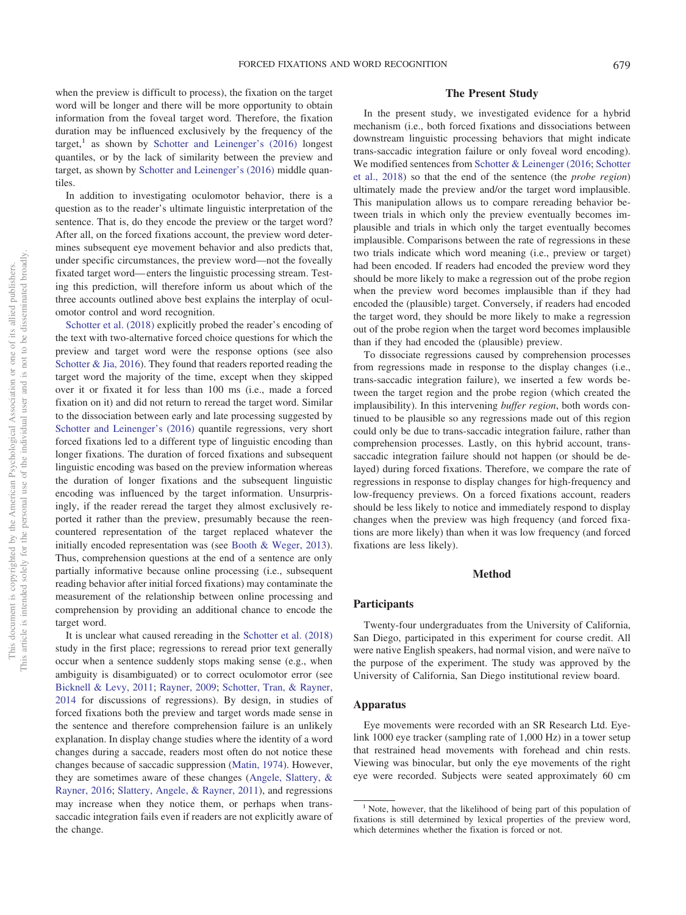when the preview is difficult to process), the fixation on the target word will be longer and there will be more opportunity to obtain information from the foveal target word. Therefore, the fixation duration may be influenced exclusively by the frequency of the target,[1] as shown by Schotter and Leinenger's (2016) longest quantiles, or by the lack of similarity between the preview and target, as shown by Schotter and Leinenger's (2016) middle quantiles.

In addition to investigating oculomotor behavior, there is a question as to the reader's ultimate linguistic interpretation of the sentence. That is, do they encode the preview or the target word? After all, on the forced fixations account, the preview word determines subsequent eye movement behavior and also predicts that, under specific circumstances, the preview word—not the foveally fixated target word—enters the linguistic processing stream. Testing this prediction, will therefore inform us about which of the three accounts outlined above best explains the interplay of oculomotor control and word recognition.

Schotter et al. (2018) explicitly probed the reader's encoding of the text with two-alternative forced choice questions for which the preview and target word were the response options (see also Schotter & Jia, 2016). They found that readers reported reading the target word the majority of the time, except when they skipped over it or fixated it for less than 100 ms (i.e., made a forced fixation on it) and did not return to reread the target word. Similar to the dissociation between early and late processing suggested by Schotter and Leinenger's (2016) quantile regressions, very short forced fixations led to a different type of linguistic encoding than longer fixations. The duration of forced fixations and subsequent linguistic encoding was based on the preview information whereas the duration of longer fixations and the subsequent linguistic encoding was influenced by the target information. Unsurprisingly, if the reader reread the target they almost exclusively reported it rather than the preview, presumably because the reencountered representation of the target replaced whatever the initially encoded representation was (see Booth & Weger, 2013). Thus, comprehension questions at the end of a sentence are only partially informative because online processing (i.e., subsequent reading behavior after initial forced fixations) may contaminate the measurement of the relationship between online processing and comprehension by providing an additional chance to encode the target word.

It is unclear what caused rereading in the Schotter et al. (2018) study in the first place; regressions to reread prior text generally occur when a sentence suddenly stops making sense (e.g., when ambiguity is disambiguated) or to correct oculomotor error (see Bicknell & Levy, 2011; Rayner, 2009; Schotter, Tran, & Rayner, 2014 for discussions of regressions). By design, in studies of forced fixations both the preview and target words made sense in the sentence and therefore comprehension failure is an unlikely explanation. In display change studies where the identity of a word changes during a saccade, readers most often do not notice these changes because of saccadic suppression (Matin, 1974). However, they are sometimes aware of these changes (Angele, Slattery, & Rayner, 2016; Slattery, Angele, & Rayner, 2011), and regressions may increase when they notice them, or perhaps when trans-saccadic integration fails even if readers are not explicitly aware of the change.

## The Present Study

In the present study, we investigated evidence for a hybrid mechanism (i.e., both forced fixations and dissociations between downstream linguistic processing behaviors that might indicate trans-saccadic integration failure or only foveal word encoding). We modified sentences from Schotter & Leinenger (2016; Schotter et al., 2018) so that the end of the sentence (the *probe region*) ultimately made the preview and/or the target word implausible. This manipulation allows us to compare rereading behavior between trials in which only the preview eventually becomes implausible and trials in which only the target eventually becomes implausible. Comparisons between the rate of regressions in these two trials indicate which word meaning (i.e., preview or target) had been encoded. If readers had encoded the preview word they should be more likely to make a regression out of the probe region when the preview word becomes implausible than if they had encoded the (plausible) target. Conversely, if readers had encoded the target word, they should be more likely to make a regression out of the probe region when the target word becomes implausible than if they had encoded the (plausible) preview.

To dissociate regressions caused by comprehension processes from regressions made in response to the display changes (i.e., trans-saccadic integration failure), we inserted a few words between the target region and the probe region (which created the implausibility). In this intervening *buffer region*, both words continued to be plausible so any regressions made out of this region could only be due to trans-saccadic integration failure, rather than comprehension processes. Lastly, on this hybrid account, trans-saccadic integration failure should not happen (or should be delayed) during forced fixations. Therefore, we compare the rate of regressions in response to display changes for high-frequency and low-frequency previews. On a forced fixations account, readers should be less likely to notice and immediately respond to display changes when the preview was high frequency (and forced fixations are more likely) than when it was low frequency (and forced fixations are less likely).

## Method

### Participants

Twenty-four undergraduates from the University of California, San Diego, participated in this experiment for course credit. All were native English speakers, had normal vision, and were naïve to the purpose of the experiment. The study was approved by the University of California, San Diego institutional review board.

### Apparatus

Eye movements were recorded with an SR Research Ltd. Eyelink 1000 eye tracker (sampling rate of 1,000 Hz) in a tower setup that restrained head movements with forehead and chin rests. Viewing was binocular, but only the eye movements of the right eye were recorded. Subjects were seated approximately 60 cm

[1] Note, however, that the likelihood of being part of this population of fixations is still determined by lexical properties of the preview word, which determines whether the fixation is forced or not.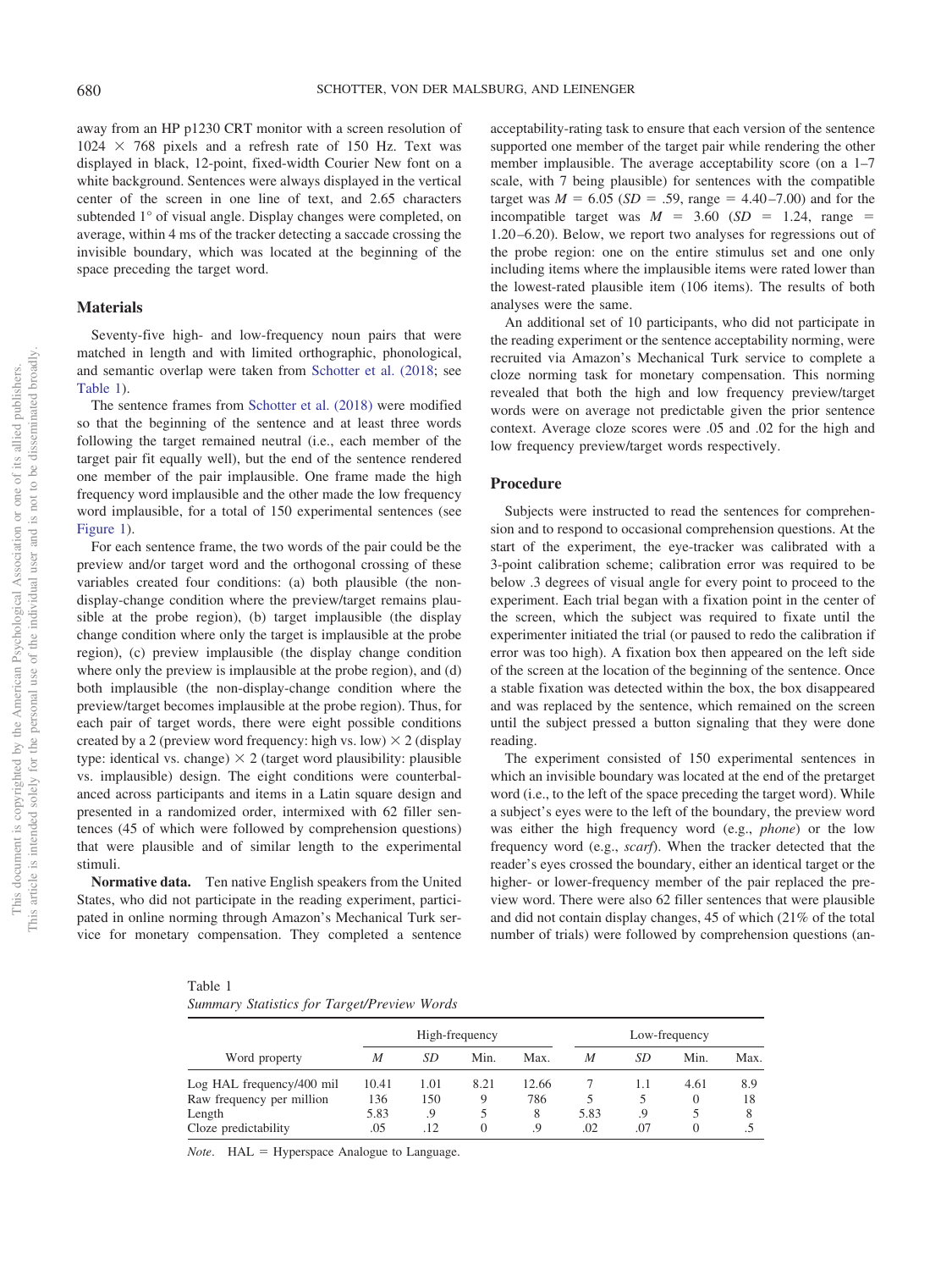away from an HP p1230 CRT monitor with a screen resolution of 1024 × 768 pixels and a refresh rate of 150 Hz. Text was displayed in black, 12-point, fixed-width Courier New font on a white background. Sentences were always displayed in the vertical center of the screen in one line of text, and 2.65 characters subtended 1° of visual angle. Display changes were completed, on average, within 4 ms of the tracker detecting a saccade crossing the invisible boundary, which was located at the beginning of the space preceding the target word.

## Materials

Seventy-five high- and low-frequency noun pairs that were matched in length and with limited orthographic, phonological, and semantic overlap were taken from Schotter et al. (2018; see Table 1).

The sentence frames from Schotter et al. (2018) were modified so that the beginning of the sentence and at least three words following the target remained neutral (i.e., each member of the target pair fit equally well), but the end of the sentence rendered one member of the pair implausible. One frame made the high frequency word implausible and the other made the low frequency word implausible, for a total of 150 experimental sentences (see Figure 1).

For each sentence frame, the two words of the pair could be the preview and/or target word and the orthogonal crossing of these variables created four conditions: (a) both plausible (the non-display-change condition where the preview/target remains plausible at the probe region), (b) target implausible (the display change condition where only the target is implausible at the probe region), (c) preview implausible (the display change condition where only the preview is implausible at the probe region), and (d) both implausible (the non-display-change condition where the preview/target becomes implausible at the probe region). Thus, for each pair of target words, there were eight possible conditions created by a 2 (preview word frequency: high vs. low) × 2 (display type: identical vs. change) × 2 (target word plausibility: plausible vs. implausible) design. The eight conditions were counterbalanced across participants and items in a Latin square design and presented in a randomized order, intermixed with 62 filler sentences (45 of which were followed by comprehension questions) that were plausible and of similar length to the experimental stimuli.

**Normative data.** Ten native English speakers from the United States, who did not participate in the reading experiment, participated in online norming through Amazon's Mechanical Turk service for monetary compensation. They completed a sentence acceptability-rating task to ensure that each version of the sentence supported one member of the target pair while rendering the other member implausible. The average acceptability score (on a 1–7 scale, with 7 being plausible) for sentences with the compatible target was $M$ = 6.05 ($SD$ = .59, range = 4.40–7.00) and for the incompatible target was $M$ = 3.60 ($SD$ = 1.24, range = 1.20–6.20). Below, we report two analyses for regressions out of the probe region: one on the entire stimulus set and one only including items where the implausible items were rated lower than the lowest-rated plausible item (106 items). The results of both analyses were the same.

An additional set of 10 participants, who did not participate in the reading experiment or the sentence acceptability norming, were recruited via Amazon's Mechanical Turk service to complete a cloze norming task for monetary compensation. This norming revealed that both the high and low frequency preview/target words were on average not predictable given the prior sentence context. Average cloze scores were .05 and .02 for the high and low frequency preview/target words respectively.

## Procedure

Subjects were instructed to read the sentences for comprehension and to respond to occasional comprehension questions. At the start of the experiment, the eye-tracker was calibrated with a 3-point calibration scheme; calibration error was required to be below .3 degrees of visual angle for every point to proceed to the experiment. Each trial began with a fixation point in the center of the screen, which the subject was required to fixate until the experimenter initiated the trial (or paused to redo the calibration if error was too high). A fixation box then appeared on the left side of the screen at the location of the beginning of the sentence. Once a stable fixation was detected within the box, the box disappeared and was replaced by the sentence, which remained on the screen until the subject pressed a button signaling that they were done reading.

The experiment consisted of 150 experimental sentences in which an invisible boundary was located at the end of the pretarget word (i.e., to the left of the space preceding the target word). While a subject's eyes were to the left of the boundary, the preview word was either the high frequency word (e.g., *phone*) or the low frequency word (e.g., *scarf*). When the tracker detected that the reader's eyes crossed the boundary, either an identical target or the higher- or lower-frequency member of the pair replaced the preview word. There were also 62 filler sentences that were plausible and did not contain display changes, 45 of which (21% of the total number of trials) were followed by comprehension questions (an-

Table 1
*Summary Statistics for Target/Preview Words*

| Word property | High-frequency | | | | Low-frequency | | | |
|---|---|---|---|---|---|---|---|---|
| | $M$ | $SD$ | Min. | Max. | $M$ | $SD$ | Min. | Max. |
| Log HAL frequency/400 mil | 10.41 | 1.01 | 8.21 | 12.66 | 7 | 1.1 | 4.61 | 8.9 |
| Raw frequency per million | 136 | 150 | 9 | 786 | 5 | 5 | 0 | 18 |
| Length | 5.83 | .9 | 5 | 8 | 5.83 | .9 | 5 | 8 |
| Cloze predictability | .05 | .12 | 0 | .9 | .02 | .07 | 0 | .5 |

*Note*. HAL = Hyperspace Analogue to Language.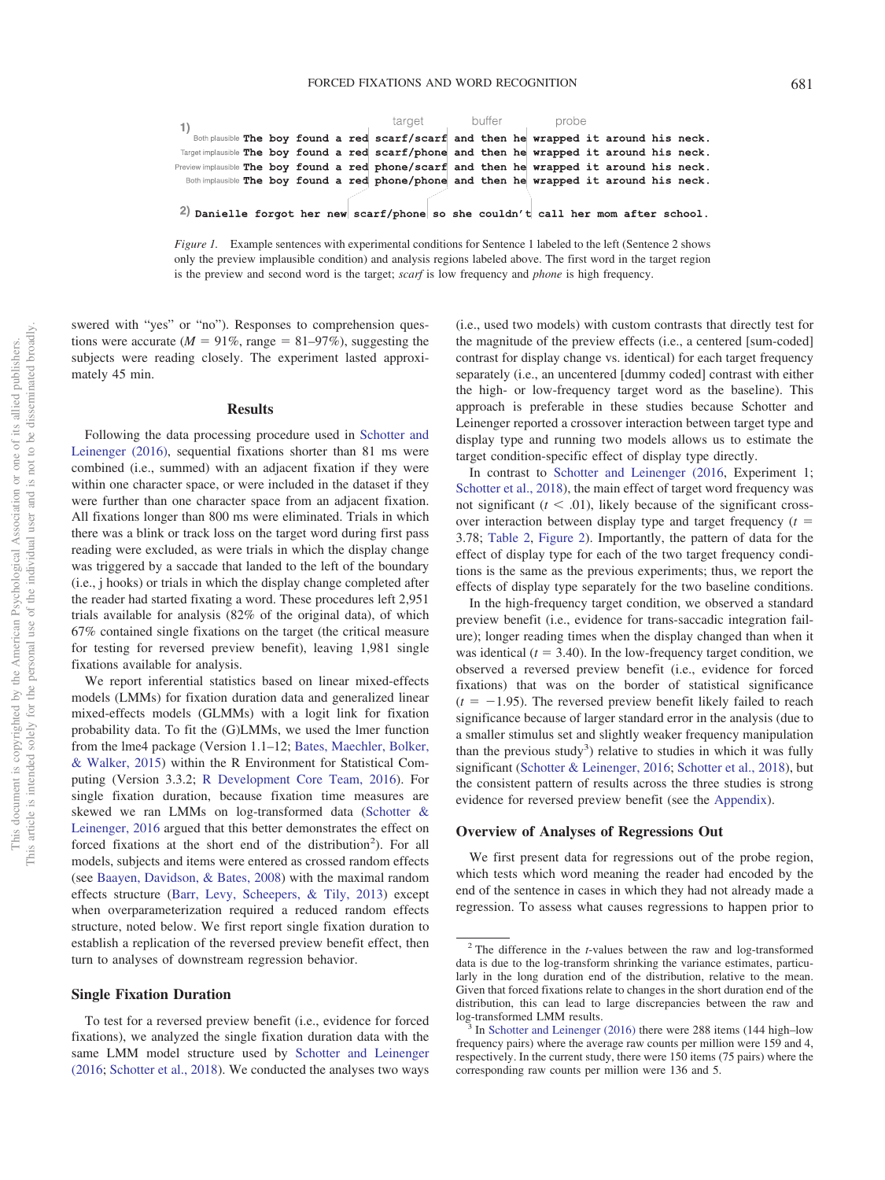| | target | buffer | probe |
|---|---|---|---|
| **1)** Both plausible | The boy found a red scarf/scarf | and then he | wrapped it around his neck. |
| Target implausible | The boy found a red scarf/phone | and then he | wrapped it around his neck. |
| Preview implausible | The boy found a red phone/scarf | and then he | wrapped it around his neck. |
| Both implausible | The boy found a red phone/phone | and then he | wrapped it around his neck. |
| **2)** | Danielle forgot her new scarf/phone | so she couldn't | call her mom after school. |

*Figure 1.* Example sentences with experimental conditions for Sentence 1 labeled to the left (Sentence 2 shows only the preview implausible condition) and analysis regions labeled above. The first word in the target region is the preview and second word is the target; *scarf* is low frequency and *phone* is high frequency.

swered with "yes" or "no"). Responses to comprehension questions were accurate ($M = 91\%$, range = 81–97%), suggesting the subjects were reading closely. The experiment lasted approximately 45 min.

## Results

Following the data processing procedure used in Schotter and Leinenger (2016), sequential fixations shorter than 81 ms were combined (i.e., summed) with an adjacent fixation if they were within one character space, or were included in the dataset if they were further than one character space from an adjacent fixation. All fixations longer than 800 ms were eliminated. Trials in which there was a blink or track loss on the target word during first pass reading were excluded, as were trials in which the display change was triggered by a saccade that landed to the left of the boundary (i.e., j hooks) or trials in which the display change completed after the reader had started fixating a word. These procedures left 2,951 trials available for analysis (82% of the original data), of which 67% contained single fixations on the target (the critical measure for testing for reversed preview benefit), leaving 1,981 single fixations available for analysis.

We report inferential statistics based on linear mixed-effects models (LMMs) for fixation duration data and generalized linear mixed-effects models (GLMMs) with a logit link for fixation probability data. To fit the (G)LMMs, we used the lmer function from the lme4 package (Version 1.1–12; Bates, Maechler, Bolker, & Walker, 2015) within the R Environment for Statistical Computing (Version 3.3.2; R Development Core Team, 2016). For single fixation duration, because fixation time measures are skewed we ran LMMs on log-transformed data (Schotter & Leinenger, 2016 argued that this better demonstrates the effect on forced fixations at the short end of the distribution[2]). For all models, subjects and items were entered as crossed random effects (see Baayen, Davidson, & Bates, 2008) with the maximal random effects structure (Barr, Levy, Scheepers, & Tily, 2013) except when overparameterization required a reduced random effects structure, noted below. We first report single fixation duration to establish a replication of the reversed preview benefit effect, then turn to analyses of downstream regression behavior.

### Single Fixation Duration

To test for a reversed preview benefit (i.e., evidence for forced fixations), we analyzed the single fixation duration data with the same LMM model structure used by Schotter and Leinenger (2016; Schotter et al., 2018). We conducted the analyses two ways (i.e., used two models) with custom contrasts that directly test for the magnitude of the preview effects (i.e., a centered [sum-coded] contrast for display change vs. identical) for each target frequency separately (i.e., an uncentered [dummy coded] contrast with either the high- or low-frequency target word as the baseline). This approach is preferable in these studies because Schotter and Leinenger reported a crossover interaction between target type and display type and running two models allows us to estimate the target condition-specific effect of display type directly.

In contrast to Schotter and Leinenger (2016, Experiment 1; Schotter et al., 2018), the main effect of target word frequency was not significant ($t < .01$), likely because of the significant crossover interaction between display type and target frequency ($t = 3.78$; Table 2, Figure 2). Importantly, the pattern of data for the effect of display type for each of the two target frequency conditions is the same as the previous experiments; thus, we report the effects of display type separately for the two baseline conditions.

In the high-frequency target condition, we observed a standard preview benefit (i.e., evidence for trans-saccadic integration failure); longer reading times when the display changed than when it was identical ($t = 3.40$). In the low-frequency target condition, we observed a reversed preview benefit (i.e., evidence for forced fixations) that was on the border of statistical significance ($t = -1.95$). The reversed preview benefit likely failed to reach significance because of larger standard error in the analysis (due to a smaller stimulus set and slightly weaker frequency manipulation than the previous study[3]) relative to studies in which it was fully significant (Schotter & Leinenger, 2016; Schotter et al., 2018), but the consistent pattern of results across the three studies is strong evidence for reversed preview benefit (see the Appendix).

### Overview of Analyses of Regressions Out

We first present data for regressions out of the probe region, which tests which word meaning the reader had encoded by the end of the sentence in cases in which they had not already made a regression. To assess what causes regressions to happen prior to

[2] The difference in the *t*-values between the raw and log-transformed data is due to the log-transform shrinking the variance estimates, particularly in the long duration end of the distribution, relative to the mean. Given that forced fixations relate to changes in the short duration end of the distribution, this can lead to large discrepancies between the raw and log-transformed LMM results.

[3] In Schotter and Leinenger (2016) there were 288 items (144 high–low frequency pairs) where the average raw counts per million were 159 and 4, respectively. In the current study, there were 150 items (75 pairs) where the corresponding raw counts per million were 136 and 5.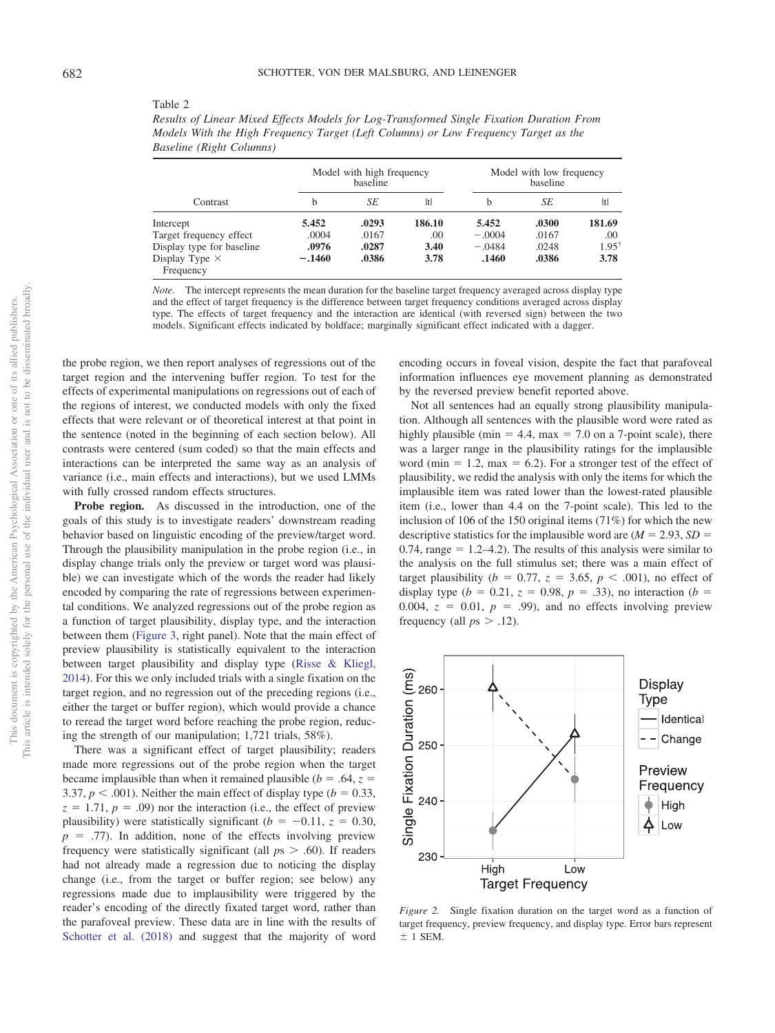Table 2

*Results of Linear Mixed Effects Models for Log-Transformed Single Fixation Duration From Models With the High Frequency Target (Left Columns) or Low Frequency Target as the Baseline (Right Columns)*

| Contrast | Model with high frequency baseline | | | Model with low frequency baseline | | |
|---|---|---|---|---|---|---|
| | b | *SE* | \|t\| | b | *SE* | \|t\| |
| Intercept | **5.452** | **.0293** | **186.10** | **5.452** | **.0300** | **181.69** |
| Target frequency effect | .0004 | .0167 | .00 | −.0004 | .0167 | .00 |
| Display type for baseline | **.0976** | **.0287** | **3.40** | −.0484 | .0248 | 1.95† |
| Display Type × Frequency | **−.1460** | **.0386** | **3.78** | **.1460** | **.0386** | **3.78** |

*Note*. The intercept represents the mean duration for the baseline target frequency averaged across display type and the effect of target frequency is the difference between target frequency conditions averaged across display type. The effects of target frequency and the interaction are identical (with reversed sign) between the two models. Significant effects indicated by boldface; marginally significant effect indicated with a dagger.

the probe region, we then report analyses of regressions out of the target region and the intervening buffer region. To test for the effects of experimental manipulations on regressions out of each of the regions of interest, we conducted models with only the fixed effects that were relevant or of theoretical interest at that point in the sentence (noted in the beginning of each section below). All contrasts were centered (sum coded) so that the main effects and interactions can be interpreted the same way as an analysis of variance (i.e., main effects and interactions), but we used LMMs with fully crossed random effects structures.

**Probe region.** As discussed in the introduction, one of the goals of this study is to investigate readers' downstream reading behavior based on linguistic encoding of the preview/target word. Through the plausibility manipulation in the probe region (i.e., in display change trials only the preview or target word was plausible) we can investigate which of the words the reader had likely encoded by comparing the rate of regressions between experimental conditions. We analyzed regressions out of the probe region as a function of target plausibility, display type, and the interaction between them (Figure 3, right panel). Note that the main effect of preview plausibility is statistically equivalent to the interaction between target plausibility and display type (Risse & Kliegl, 2014). For this we only included trials with a single fixation on the target region, and no regression out of the preceding regions (i.e., either the target or buffer region), which would provide a chance to reread the target word before reaching the probe region, reducing the strength of our manipulation; 1,721 trials, 58%).

There was a significant effect of target plausibility; readers made more regressions out of the probe region when the target became implausible than when it remained plausible ($b = .64$, $z = 3.37$, $p < .001$). Neither the main effect of display type ($b = 0.33$, $z = 1.71$, $p = .09$) nor the interaction (i.e., the effect of preview plausibility) were statistically significant ($b = -0.11$, $z = 0.30$, $p = .77$). In addition, none of the effects involving preview frequency were statistically significant (all $ps > .60$). If readers had not already made a regression due to noticing the display change (i.e., from the target or buffer region; see below) any regressions made due to implausibility were triggered by the reader's encoding of the directly fixated target word, rather than the parafoveal preview. These data are in line with the results of Schotter et al. (2018) and suggest that the majority of word encoding occurs in foveal vision, despite the fact that parafoveal information influences eye movement planning as demonstrated by the reversed preview benefit reported above.

Not all sentences had an equally strong plausibility manipulation. Although all sentences with the plausible word were rated as highly plausible (min = 4.4, max = 7.0 on a 7-point scale), there was a larger range in the plausibility ratings for the implausible word (min = 1.2, max = 6.2). For a stronger test of the effect of plausibility, we redid the analysis with only the items for which the implausible item was rated lower than the lowest-rated plausible item (i.e., lower than 4.4 on the 7-point scale). This led to the inclusion of 106 of the 150 original items (71%) for which the new descriptive statistics for the implausible word are ($M = 2.93$, $SD = 0.74$, range = 1.2–4.2). The results of this analysis were similar to the analysis on the full stimulus set; there was a main effect of target plausibility ($b = 0.77$, $z = 3.65$, $p < .001$), no effect of display type ($b = 0.21$, $z = 0.98$, $p = .33$), no interaction ($b = 0.004$, $z = 0.01$, $p = .99$), and no effects involving preview frequency (all $ps > .12$).

*Figure 2.* Single fixation duration on the target word as a function of target frequency, preview frequency, and display type. Error bars represent ± 1 SEM.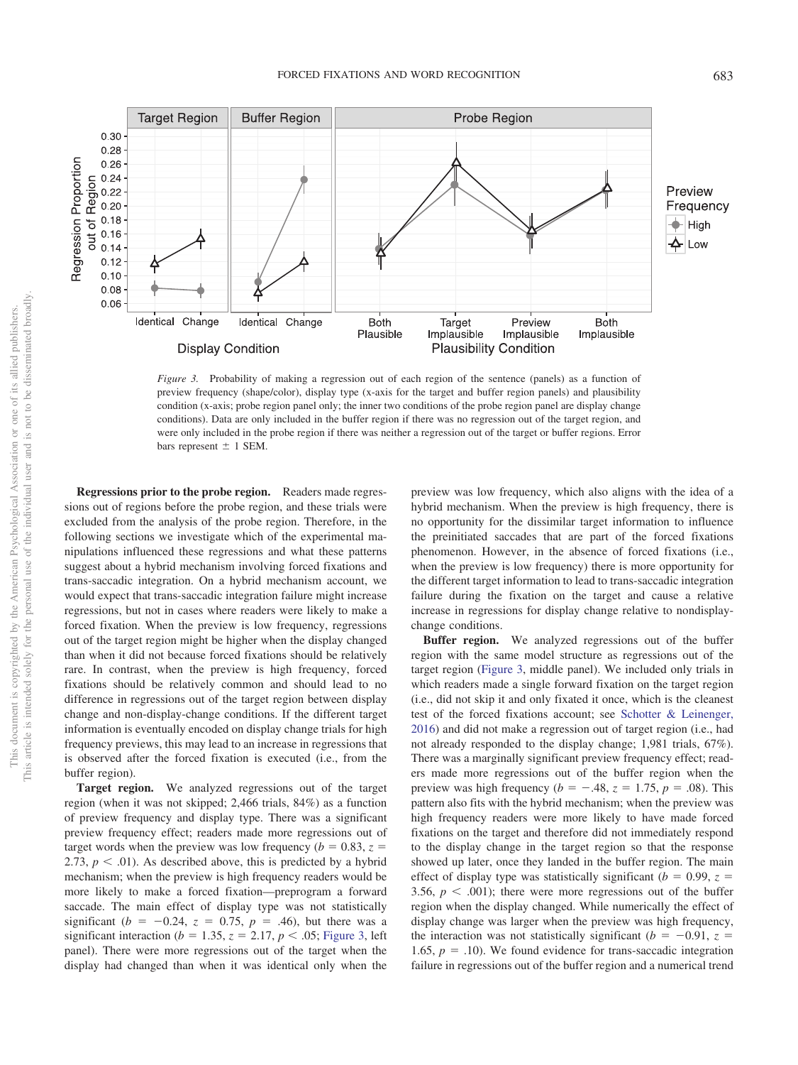*Figure 3.* Probability of making a regression out of each region of the sentence (panels) as a function of preview frequency (shape/color), display type (x-axis for the target and buffer region panels) and plausibility condition (x-axis; probe region panel only; the inner two conditions of the probe region panel are display change conditions). Data are only included in the buffer region if there was no regression out of the target region, and were only included in the probe region if there was neither a regression out of the target or buffer regions. Error bars represent ± 1 SEM.

**Regressions prior to the probe region.** Readers made regressions out of regions before the probe region, and these trials were excluded from the analysis of the probe region. Therefore, in the following sections we investigate which of the experimental manipulations influenced these regressions and what these patterns suggest about a hybrid mechanism involving forced fixations and trans-saccadic integration. On a hybrid mechanism account, we would expect that trans-saccadic integration failure might increase regressions, but not in cases where readers were likely to make a forced fixation. When the preview is low frequency, regressions out of the target region might be higher when the display changed than when it did not because forced fixations should be relatively rare. In contrast, when the preview is high frequency, forced fixations should be relatively common and should lead to no difference in regressions out of the target region between display change and non-display-change conditions. If the different target information is eventually encoded on display change trials for high frequency previews, this may lead to an increase in regressions that is observed after the forced fixation is executed (i.e., from the buffer region).

**Target region.** We analyzed regressions out of the target region (when it was not skipped; 2,466 trials, 84%) as a function of preview frequency and display type. There was a significant preview frequency effect; readers made more regressions out of target words when the preview was low frequency ($b = 0.83$, $z = 2.73$, $p < .01$). As described above, this is predicted by a hybrid mechanism; when the preview is high frequency readers would be more likely to make a forced fixation—preprogram a forward saccade. The main effect of display type was not statistically significant ($b = -0.24$, $z = 0.75$, $p = .46$), but there was a significant interaction ($b = 1.35$, $z = 2.17$, $p < .05$; Figure 3, left panel). There were more regressions out of the target when the display had changed than when it was identical only when the preview was low frequency, which also aligns with the idea of a hybrid mechanism. When the preview is high frequency, there is no opportunity for the dissimilar target information to influence the preinitiated saccades that are part of the forced fixations phenomenon. However, in the absence of forced fixations (i.e., when the preview is low frequency) there is more opportunity for the different target information to lead to trans-saccadic integration failure during the fixation on the target and cause a relative increase in regressions for display change relative to nondisplay-change conditions.

**Buffer region.** We analyzed regressions out of the buffer region with the same model structure as regressions out of the target region (Figure 3, middle panel). We included only trials in which readers made a single forward fixation on the target region (i.e., did not skip it and only fixated it once, which is the cleanest test of the forced fixations account; see Schotter & Leinenger, 2016) and did not make a regression out of target region (i.e., had not already responded to the display change; 1,981 trials, 67%). There was a marginally significant preview frequency effect; readers made more regressions out of the buffer region when the preview was high frequency ($b = -.48$, $z = 1.75$, $p = .08$). This pattern also fits with the hybrid mechanism; when the preview was high frequency readers were more likely to have made forced fixations on the target and therefore did not immediately respond to the display change in the target region so that the response showed up later, once they landed in the buffer region. The main effect of display type was statistically significant ($b = 0.99$, $z = 3.56$, $p < .001$); there were more regressions out of the buffer region when the display changed. While numerically the effect of display change was larger when the preview was high frequency, the interaction was not statistically significant ($b = -0.91$, $z = 1.65$, $p = .10$). We found evidence for trans-saccadic integration failure in regressions out of the buffer region and a numerical trend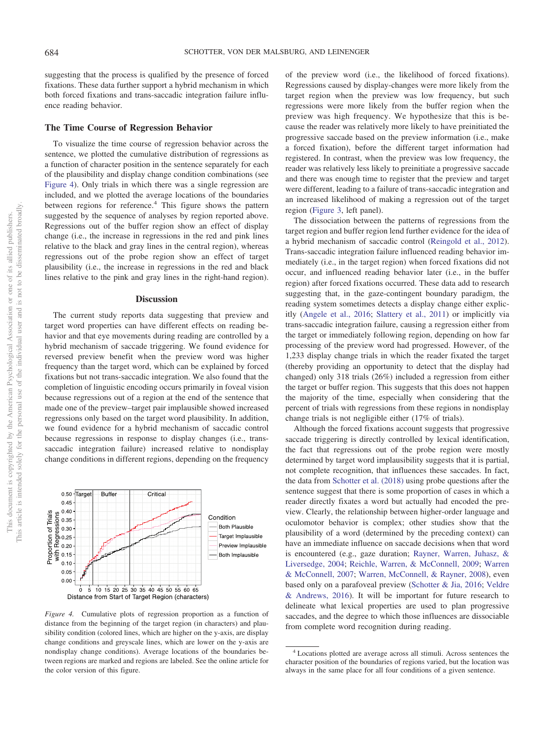suggesting that the process is qualified by the presence of forced fixations. These data further support a hybrid mechanism in which both forced fixations and trans-saccadic integration failure influence reading behavior.

## The Time Course of Regression Behavior

To visualize the time course of regression behavior across the sentence, we plotted the cumulative distribution of regressions as a function of character position in the sentence separately for each of the plausibility and display change condition combinations (see Figure 4). Only trials in which there was a single regression are included, and we plotted the average locations of the boundaries between regions for reference.[4] This figure shows the pattern suggested by the sequence of analyses by region reported above. Regressions out of the buffer region show an effect of display change (i.e., the increase in regressions in the red and pink lines relative to the black and gray lines in the central region), whereas regressions out of the probe region show an effect of target plausibility (i.e., the increase in regressions in the red and black lines relative to the pink and gray lines in the right-hand region).

## Discussion

The current study reports data suggesting that preview and target word properties can have different effects on reading behavior and that eye movements during reading are controlled by a hybrid mechanism of saccade triggering. We found evidence for reversed preview benefit when the preview word was higher frequency than the target word, which can be explained by forced fixations but not trans-saccadic integration. We also found that the completion of linguistic encoding occurs primarily in foveal vision because regressions out of a region at the end of the sentence that made one of the preview–target pair implausible showed increased regressions only based on the target word plausibility. In addition, we found evidence for a hybrid mechanism of saccadic control because regressions in response to display changes (i.e., trans-saccadic integration failure) increased relative to nondisplay change conditions in different regions, depending on the frequency of the preview word (i.e., the likelihood of forced fixations). Regressions caused by display-changes were more likely from the target region when the preview was low frequency, but such regressions were more likely from the buffer region when the preview was high frequency. We hypothesize that this is because the reader was relatively more likely to have preinitiated the progressive saccade based on the preview information (i.e., make a forced fixation), before the different target information had registered. In contrast, when the preview was low frequency, the reader was relatively less likely to preinitiate a progressive saccade and there was enough time to register that the preview and target were different, leading to a failure of trans-saccadic integration and an increased likelihood of making a regression out of the target region (Figure 3, left panel).

The dissociation between the patterns of regressions from the target region and buffer region lend further evidence for the idea of a hybrid mechanism of saccadic control (Reingold et al., 2012). Trans-saccadic integration failure influenced reading behavior immediately (i.e., in the target region) when forced fixations did not occur, and influenced reading behavior later (i.e., in the buffer region) after forced fixations occurred. These data add to research suggesting that, in the gaze-contingent boundary paradigm, the reading system sometimes detects a display change either explicitly (Angele et al., 2016; Slattery et al., 2011) or implicitly via trans-saccadic integration failure, causing a regression either from the target or immediately following region, depending on how far processing of the preview word had progressed. However, of the 1,233 display change trials in which the reader fixated the target (thereby providing an opportunity to detect that the display had changed) only 318 trials (26%) included a regression from either the target or buffer region. This suggests that this does not happen the majority of the time, especially when considering that the percent of trials with regressions from these regions in nondisplay change trials is not negligible either (17% of trials).

Although the forced fixations account suggests that progressive saccade triggering is directly controlled by lexical identification, the fact that regressions out of the probe region were mostly determined by target word implausibility suggests that it is partial, not complete recognition, that influences these saccades. In fact, the data from Schotter et al. (2018) using probe questions after the sentence suggest that there is some proportion of cases in which a reader directly fixates a word but actually had encoded the preview. Clearly, the relationship between higher-order language and oculomotor behavior is complex; other studies show that the plausibility of a word (determined by the preceding context) can have an immediate influence on saccade decisions when that word is encountered (e.g., gaze duration; Rayner, Warren, Juhasz, & Liversedge, 2004; Reichle, Warren, & McConnell, 2009; Warren & McConnell, 2007; Warren, McConnell, & Rayner, 2008), even based only on a parafoveal preview (Schotter & Jia, 2016; Veldre & Andrews, 2016). It will be important for future research to delineate what lexical properties are used to plan progressive saccades, and the degree to which those influences are dissociable from complete word recognition during reading.

*Figure 4.* Cumulative plots of regression proportion as a function of distance from the beginning of the target region (in characters) and plausibility condition (colored lines, which are higher on the y-axis, are display change conditions and greyscale lines, which are lower on the y-axis are nondisplay change conditions). Average locations of the boundaries between regions are marked and regions are labeled. See the online article for the color version of this figure.

[4] Locations plotted are average across all stimuli. Across sentences the character position of the boundaries of regions varied, but the location was always in the same place for all four conditions of a given sentence.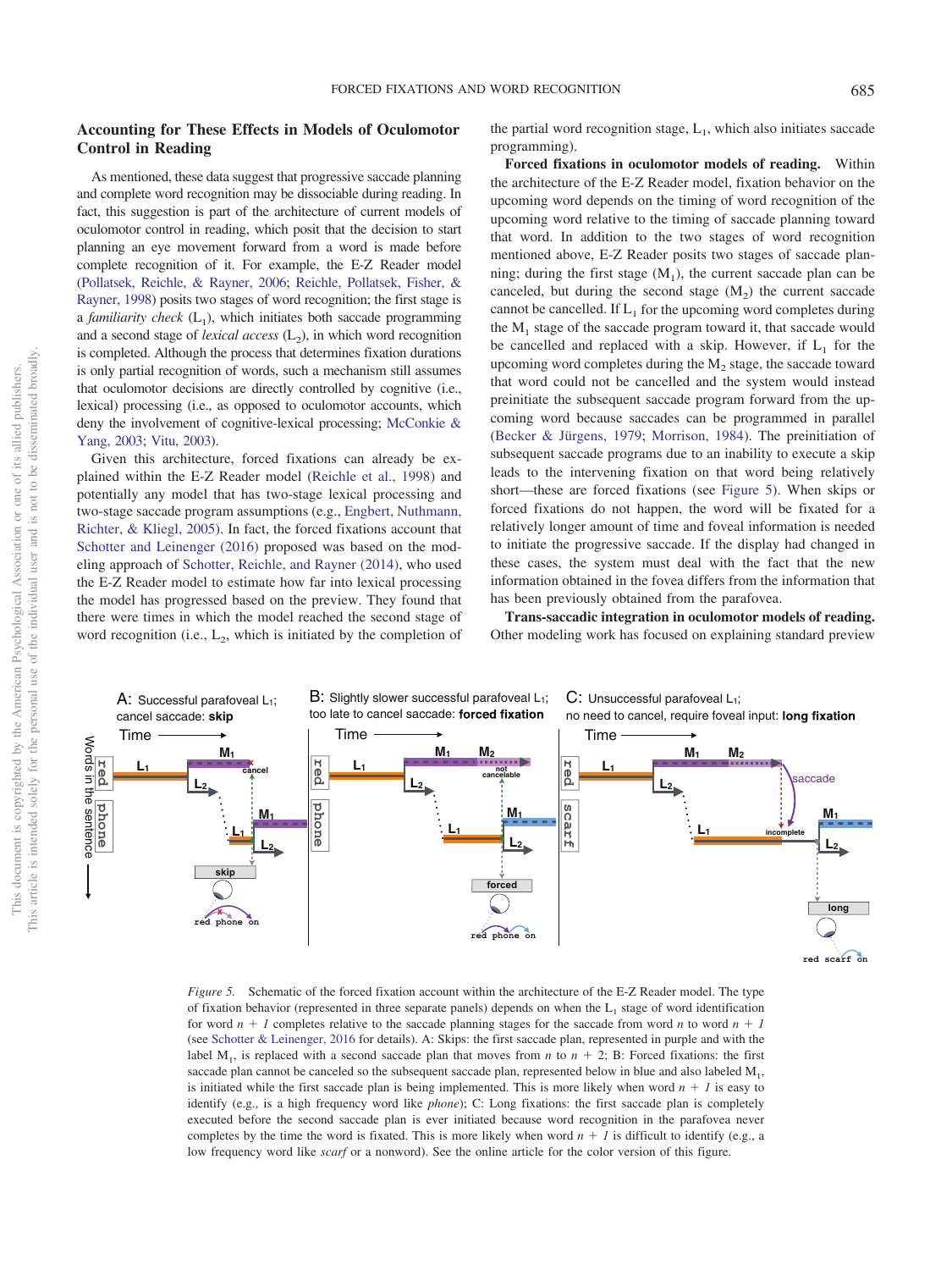## Accounting for These Effects in Models of Oculomotor Control in Reading

As mentioned, these data suggest that progressive saccade planning and complete word recognition may be dissociable during reading. In fact, this suggestion is part of the architecture of current models of oculomotor control in reading, which posit that the decision to start planning an eye movement forward from a word is made before complete recognition of it. For example, the E-Z Reader model (Pollatsek, Reichle, & Rayner, 2006; Reichle, Pollatsek, Fisher, & Rayner, 1998) posits two stages of word recognition; the first stage is a *familiarity check* ($L_1$), which initiates both saccade programming and a second stage of *lexical access* ($L_2$), in which word recognition is completed. Although the process that determines fixation durations is only partial recognition of words, such a mechanism still assumes that oculomotor decisions are directly controlled by cognitive (i.e., lexical) processing (i.e., as opposed to oculomotor accounts, which deny the involvement of cognitive-lexical processing; McConkie & Yang, 2003; Vitu, 2003).

Given this architecture, forced fixations can already be explained within the E-Z Reader model (Reichle et al., 1998) and potentially any model that has two-stage lexical processing and two-stage saccade program assumptions (e.g., Engbert, Nuthmann, Richter, & Kliegl, 2005). In fact, the forced fixations account that Schotter and Leinenger (2016) proposed was based on the modeling approach of Schotter, Reichle, and Rayner (2014), who used the E-Z Reader model to estimate how far into lexical processing the model has progressed based on the preview. They found that there were times in which the model reached the second stage of word recognition (i.e., $L_2$, which is initiated by the completion of the partial word recognition stage, $L_1$, which also initiates saccade programming).

**Forced fixations in oculomotor models of reading.** Within the architecture of the E-Z Reader model, fixation behavior on the upcoming word depends on the timing of word recognition of the upcoming word relative to the timing of saccade planning toward that word. In addition to the two stages of word recognition mentioned above, E-Z Reader posits two stages of saccade planning; during the first stage ($M_1$), the current saccade plan can be canceled, but during the second stage ($M_2$) the current saccade cannot be cancelled. If $L_1$ for the upcoming word completes during the $M_1$ stage of the saccade program toward it, that saccade would be cancelled and replaced with a skip. However, if $L_1$ for the upcoming word completes during the $M_2$ stage, the saccade toward that word could not be cancelled and the system would instead preinitiate the subsequent saccade program forward from the upcoming word because saccades can be programmed in parallel (Becker & Jürgens, 1979; Morrison, 1984). The preinitiation of subsequent saccade programs due to an inability to execute a skip leads to the intervening fixation on that word being relatively short—these are forced fixations (see Figure 5). When skips or forced fixations do not happen, the word will be fixated for a relatively longer amount of time and foveal information is needed to initiate the progressive saccade. If the display had changed in these cases, the system must deal with the fact that the new information obtained in the fovea differs from the information that has been previously obtained from the parafovea.

**Trans-saccadic integration in oculomotor models of reading.** Other modeling work has focused on explaining standard preview

*Figure 5.* Schematic of the forced fixation account within the architecture of the E-Z Reader model. The type of fixation behavior (represented in three separate panels) depends on when the $L_1$ stage of word identification for word $n + 1$ completes relative to the saccade planning stages for the saccade from word $n$ to word $n + 1$ (see Schotter & Leinenger, 2016 for details). A: Skips: the first saccade plan, represented in purple and with the label $M_1$, is replaced with a second saccade plan that moves from $n$ to $n + 2$; B: Forced fixations: the first saccade plan cannot be canceled so the subsequent saccade plan, represented below in blue and also labeled $M_1$, is initiated while the first saccade plan is being implemented. This is more likely when word $n + 1$ is easy to identify (e.g., is a high frequency word like *phone*); C: Long fixations: the first saccade plan is completely executed before the second saccade plan is ever initiated because word recognition in the parafovea never completes by the time the word is fixated. This is more likely when word $n + 1$ is difficult to identify (e.g., a low frequency word like *scarf* or a nonword). See the online article for the color version of this figure.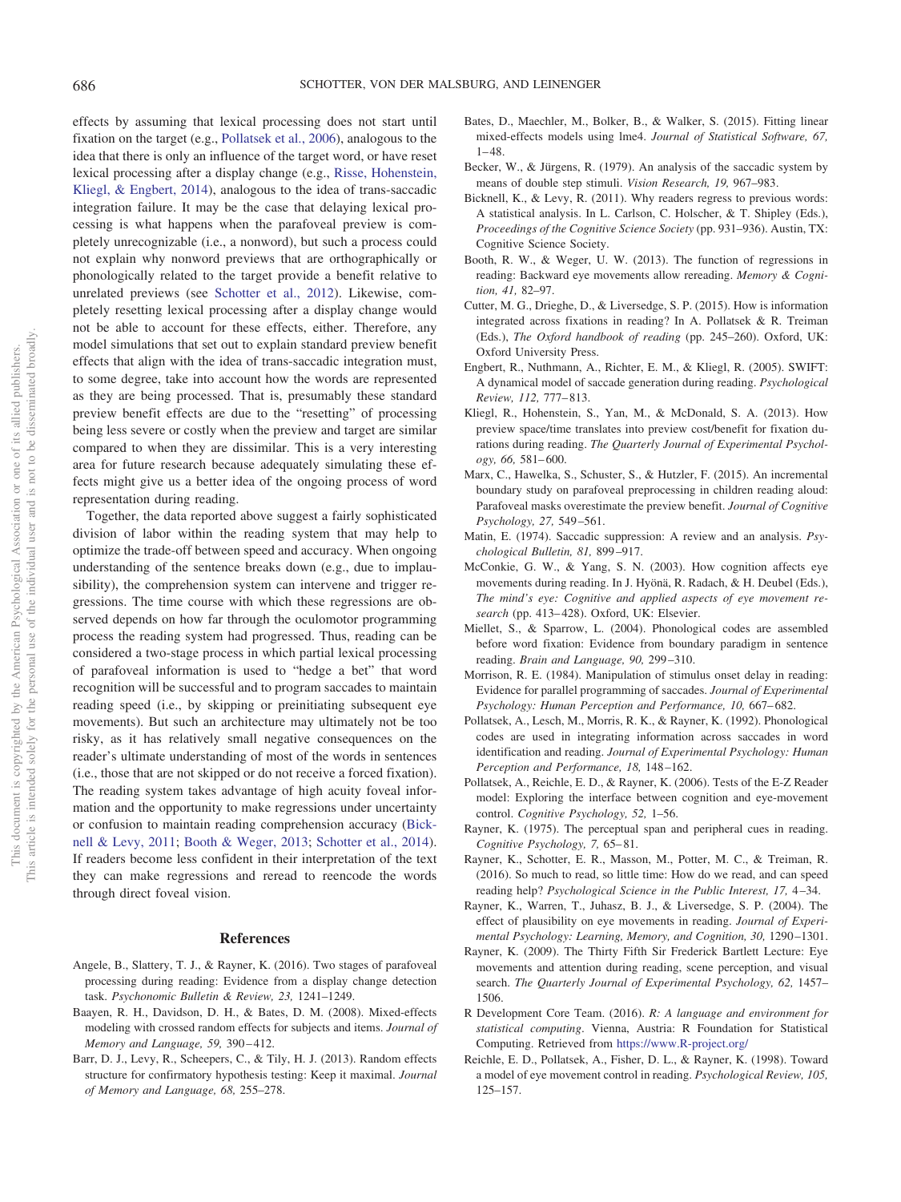effects by assuming that lexical processing does not start until fixation on the target (e.g., Pollatsek et al., 2006), analogous to the idea that there is only an influence of the target word, or have reset lexical processing after a display change (e.g., Risse, Hohenstein, Kliegl, & Engbert, 2014), analogous to the idea of trans-saccadic integration failure. It may be the case that delaying lexical processing is what happens when the parafoveal preview is completely unrecognizable (i.e., a nonword), but such a process could not explain why nonword previews that are orthographically or phonologically related to the target provide a benefit relative to unrelated previews (see Schotter et al., 2012). Likewise, completely resetting lexical processing after a display change would not be able to account for these effects, either. Therefore, any model simulations that set out to explain standard preview benefit effects that align with the idea of trans-saccadic integration must, to some degree, take into account how the words are represented as they are being processed. That is, presumably these standard preview benefit effects are due to the "resetting" of processing being less severe or costly when the preview and target are similar compared to when they are dissimilar. This is a very interesting area for future research because adequately simulating these effects might give us a better idea of the ongoing process of word representation during reading.

Together, the data reported above suggest a fairly sophisticated division of labor within the reading system that may help to optimize the trade-off between speed and accuracy. When ongoing understanding of the sentence breaks down (e.g., due to implausibility), the comprehension system can intervene and trigger regressions. The time course with which these regressions are observed depends on how far through the oculomotor programming process the reading system had progressed. Thus, reading can be considered a two-stage process in which partial lexical processing of parafoveal information is used to "hedge a bet" that word recognition will be successful and to program saccades to maintain reading speed (i.e., by skipping or preinitiating subsequent eye movements). But such an architecture may ultimately not be too risky, as it has relatively small negative consequences on the reader's ultimate understanding of most of the words in sentences (i.e., those that are not skipped or do not receive a forced fixation). The reading system takes advantage of high acuity foveal information and the opportunity to make regressions under uncertainty or confusion to maintain reading comprehension accuracy (Bicknell & Levy, 2011; Booth & Weger, 2013; Schotter et al., 2014). If readers become less confident in their interpretation of the text they can make regressions and reread to reencode the words through direct foveal vision.

## References

Angele, B., Slattery, T. J., & Rayner, K. (2016). Two stages of parafoveal processing during reading: Evidence from a display change detection task. *Psychonomic Bulletin & Review, 23,* 1241–1249.

Baayen, R. H., Davidson, D. H., & Bates, D. M. (2008). Mixed-effects modeling with crossed random effects for subjects and items. *Journal of Memory and Language, 59,* 390–412.

Barr, D. J., Levy, R., Scheepers, C., & Tily, H. J. (2013). Random effects structure for confirmatory hypothesis testing: Keep it maximal. *Journal of Memory and Language, 68,* 255–278.

Bates, D., Maechler, M., Bolker, B., & Walker, S. (2015). Fitting linear mixed-effects models using lme4. *Journal of Statistical Software, 67,* 1–48.

Becker, W., & Jürgens, R. (1979). An analysis of the saccadic system by means of double step stimuli. *Vision Research, 19,* 967–983.

Bicknell, K., & Levy, R. (2011). Why readers regress to previous words: A statistical analysis. In L. Carlson, C. Holscher, & T. Shipley (Eds.), *Proceedings of the Cognitive Science Society* (pp. 931–936). Austin, TX: Cognitive Science Society.

Booth, R. W., & Weger, U. W. (2013). The function of regressions in reading: Backward eye movements allow rereading. *Memory & Cognition, 41,* 82–97.

Cutter, M. G., Drieghe, D., & Liversedge, S. P. (2015). How is information integrated across fixations in reading? In A. Pollatsek & R. Treiman (Eds.), *The Oxford handbook of reading* (pp. 245–260). Oxford, UK: Oxford University Press.

Engbert, R., Nuthmann, A., Richter, E. M., & Kliegl, R. (2005). SWIFT: A dynamical model of saccade generation during reading. *Psychological Review, 112,* 777–813.

Kliegl, R., Hohenstein, S., Yan, M., & McDonald, S. A. (2013). How preview space/time translates into preview cost/benefit for fixation durations during reading. *The Quarterly Journal of Experimental Psychology, 66,* 581–600.

Marx, C., Hawelka, S., Schuster, S., & Hutzler, F. (2015). An incremental boundary study on parafoveal preprocessing in children reading aloud: Parafoveal masks overestimate the preview benefit. *Journal of Cognitive Psychology, 27,* 549–561.

Matin, E. (1974). Saccadic suppression: A review and an analysis. *Psychological Bulletin, 81,* 899–917.

McConkie, G. W., & Yang, S. N. (2003). How cognition affects eye movements during reading. In J. Hyönä, R. Radach, & H. Deubel (Eds.), *The mind's eye: Cognitive and applied aspects of eye movement research* (pp. 413–428). Oxford, UK: Elsevier.

Miellet, S., & Sparrow, L. (2004). Phonological codes are assembled before word fixation: Evidence from boundary paradigm in sentence reading. *Brain and Language, 90,* 299–310.

Morrison, R. E. (1984). Manipulation of stimulus onset delay in reading: Evidence for parallel programming of saccades. *Journal of Experimental Psychology: Human Perception and Performance, 10,* 667–682.

Pollatsek, A., Lesch, M., Morris, R. K., & Rayner, K. (1992). Phonological codes are used in integrating information across saccades in word identification and reading. *Journal of Experimental Psychology: Human Perception and Performance, 18,* 148–162.

Pollatsek, A., Reichle, E. D., & Rayner, K. (2006). Tests of the E-Z Reader model: Exploring the interface between cognition and eye-movement control. *Cognitive Psychology, 52,* 1–56.

Rayner, K. (1975). The perceptual span and peripheral cues in reading. *Cognitive Psychology, 7,* 65–81.

Rayner, K., Schotter, E. R., Masson, M., Potter, M. C., & Treiman, R. (2016). So much to read, so little time: How do we read, and can speed reading help? *Psychological Science in the Public Interest, 17,* 4–34.

Rayner, K., Warren, T., Juhasz, B. J., & Liversedge, S. P. (2004). The effect of plausibility on eye movements in reading. *Journal of Experimental Psychology: Learning, Memory, and Cognition, 30,* 1290–1301.

Rayner, K. (2009). The Thirty Fifth Sir Frederick Bartlett Lecture: Eye movements and attention during reading, scene perception, and visual search. *The Quarterly Journal of Experimental Psychology, 62,* 1457–1506.

R Development Core Team. (2016). *R: A language and environment for statistical computing*. Vienna, Austria: R Foundation for Statistical Computing. Retrieved from https://www.R-project.org/

Reichle, E. D., Pollatsek, A., Fisher, D. L., & Rayner, K. (1998). Toward a model of eye movement control in reading. *Psychological Review, 105,* 125–157.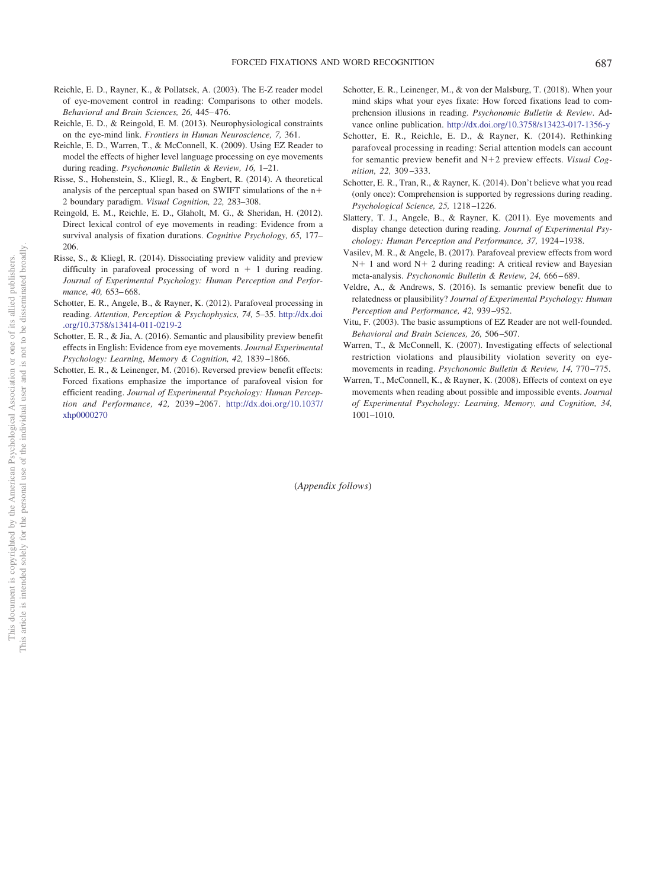Reichle, E. D., Rayner, K., & Pollatsek, A. (2003). The E-Z reader model of eye-movement control in reading: Comparisons to other models. *Behavioral and Brain Sciences, 26,* 445–476.

Reichle, E. D., & Reingold, E. M. (2013). Neurophysiological constraints on the eye-mind link. *Frontiers in Human Neuroscience, 7,* 361.

Reichle, E. D., Warren, T., & McConnell, K. (2009). Using EZ Reader to model the effects of higher level language processing on eye movements during reading. *Psychonomic Bulletin & Review, 16,* 1–21.

Risse, S., Hohenstein, S., Kliegl, R., & Engbert, R. (2014). A theoretical analysis of the perceptual span based on SWIFT simulations of the n+2 boundary paradigm. *Visual Cognition, 22,* 283–308.

Reingold, E. M., Reichle, E. D., Glaholt, M. G., & Sheridan, H. (2012). Direct lexical control of eye movements in reading: Evidence from a survival analysis of fixation durations. *Cognitive Psychology, 65,* 177–206.

Risse, S., & Kliegl, R. (2014). Dissociating preview validity and preview difficulty in parafoveal processing of word n + 1 during reading. *Journal of Experimental Psychology: Human Perception and Performance, 40,* 653–668.

Schotter, E. R., Angele, B., & Rayner, K. (2012). Parafoveal processing in reading. *Attention, Perception & Psychophysics, 74,* 5–35. http://dx.doi.org/10.3758/s13414-011-0219-2

Schotter, E. R., & Jia, A. (2016). Semantic and plausibility preview benefit effects in English: Evidence from eye movements. *Journal Experimental Psychology: Learning, Memory & Cognition, 42,* 1839–1866.

Schotter, E. R., & Leinenger, M. (2016). Reversed preview benefit effects: Forced fixations emphasize the importance of parafoveal vision for efficient reading. *Journal of Experimental Psychology: Human Perception and Performance, 42,* 2039–2067. http://dx.doi.org/10.1037/xhp0000270

Schotter, E. R., Leinenger, M., & von der Malsburg, T. (2018). When your mind skips what your eyes fixate: How forced fixations lead to comprehension illusions in reading. *Psychonomic Bulletin & Review*. Advance online publication. http://dx.doi.org/10.3758/s13423-017-1356-y

Schotter, E. R., Reichle, E. D., & Rayner, K. (2014). Rethinking parafoveal processing in reading: Serial attention models can account for semantic preview benefit and N+2 preview effects. *Visual Cognition, 22,* 309–333.

Schotter, E. R., Tran, R., & Rayner, K. (2014). Don't believe what you read (only once): Comprehension is supported by regressions during reading. *Psychological Science, 25,* 1218–1226.

Slattery, T. J., Angele, B., & Rayner, K. (2011). Eye movements and display change detection during reading. *Journal of Experimental Psychology: Human Perception and Performance, 37,* 1924–1938.

Vasilev, M. R., & Angele, B. (2017). Parafoveal preview effects from word N+ 1 and word N+ 2 during reading: A critical review and Bayesian meta-analysis. *Psychonomic Bulletin & Review, 24,* 666–689.

Veldre, A., & Andrews, S. (2016). Is semantic preview benefit due to relatedness or plausibility? *Journal of Experimental Psychology: Human Perception and Performance, 42,* 939–952.

Vitu, F. (2003). The basic assumptions of EZ Reader are not well-founded. *Behavioral and Brain Sciences, 26,* 506–507.

Warren, T., & McConnell, K. (2007). Investigating effects of selectional restriction violations and plausibility violation severity on eye-movements in reading. *Psychonomic Bulletin & Review, 14,* 770–775.

Warren, T., McConnell, K., & Rayner, K. (2008). Effects of context on eye movements when reading about possible and impossible events. *Journal of Experimental Psychology: Learning, Memory, and Cognition, 34,* 1001–1010.

(*Appendix follows*)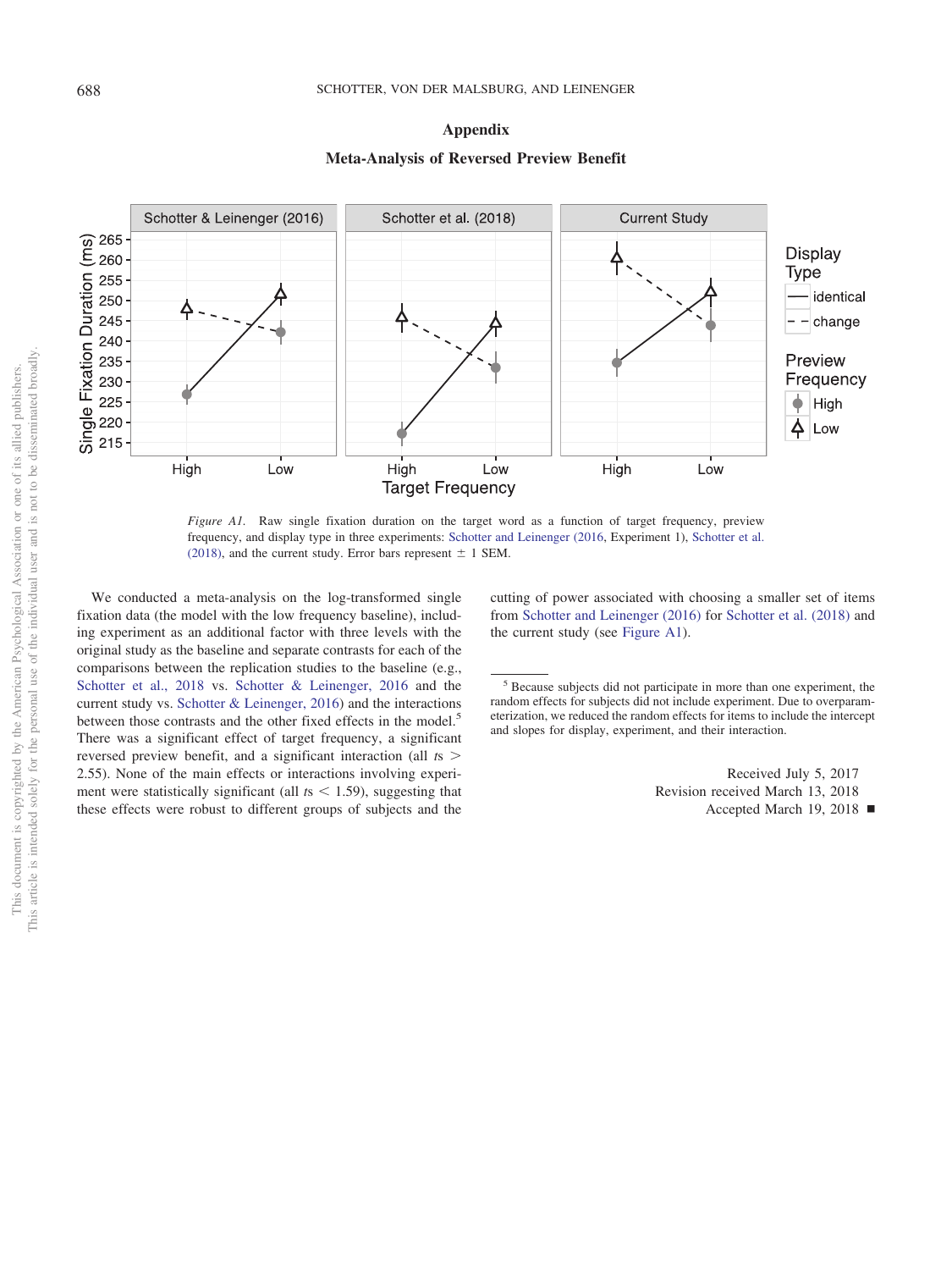## Appendix

### Meta-Analysis of Reversed Preview Benefit

Schotter & Leinenger (2016)

Schotter et al. (2018)

Current Study

Single Fixation Duration (ms)

265
260
255
250
245
240
235
230
225
220
215

High
Low
Target Frequency

Display Type
identical
change

Preview Frequency
High
Low

*Figure A1.* Raw single fixation duration on the target word as a function of target frequency, preview frequency, and display type in three experiments: Schotter and Leinenger (2016, Experiment 1), Schotter et al. (2018), and the current study. Error bars represent ± 1 SEM.

We conducted a meta-analysis on the log-transformed single fixation data (the model with the low frequency baseline), including experiment as an additional factor with three levels with the original study as the baseline and separate contrasts for each of the comparisons between the replication studies to the baseline (e.g., Schotter et al., 2018 vs. Schotter & Leinenger, 2016 and the current study vs. Schotter & Leinenger, 2016) and the interactions between those contrasts and the other fixed effects in the model.[5] There was a significant effect of target frequency, a significant reversed preview benefit, and a significant interaction (all $ts > 2.55$). None of the main effects or interactions involving experiment were statistically significant (all $ts < 1.59$), suggesting that these effects were robust to different groups of subjects and the cutting of power associated with choosing a smaller set of items from Schotter and Leinenger (2016) for Schotter et al. (2018) and the current study (see Figure A1).

[5] Because subjects did not participate in more than one experiment, the random effects for subjects did not include experiment. Due to overparameterization, we reduced the random effects for items to include the intercept and slopes for display, experiment, and their interaction.

Received July 5, 2017
Revision received March 13, 2018
Accepted March 19, 2018 ■